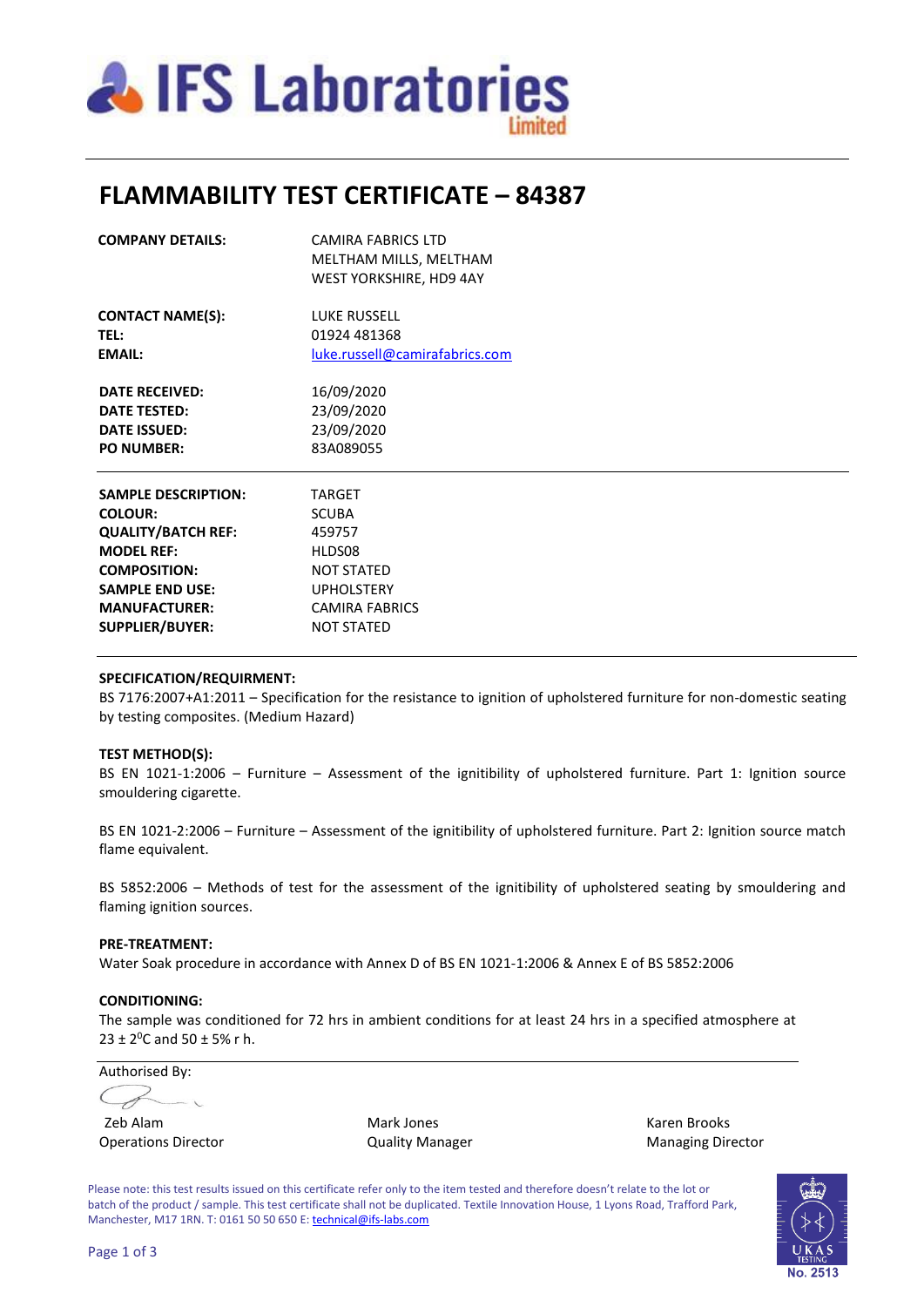# FLAMMABILITY TEST CERTIFICATE – 84387

| | |
|---|---|
| **COMPANY DETAILS:** | CAMIRA FABRICS LTD<br>MELTHAM MILLS, MELTHAM<br>WEST YORKSHIRE, HD9 4AY |
| **CONTACT NAME(S):** | LUKE RUSSELL |
| **TEL:** | 01924 481368 |
| **EMAIL:** | luke.russell@camirafabrics.com |
| **DATE RECEIVED:** | 16/09/2020 |
| **DATE TESTED:** | 23/09/2020 |
| **DATE ISSUED:** | 23/09/2020 |
| **PO NUMBER:** | 83A089055 |

| | |
|---|---|
| **SAMPLE DESCRIPTION:** | TARGET |
| **COLOUR:** | SCUBA |
| **QUALITY/BATCH REF:** | 459757 |
| **MODEL REF:** | HLDS08 |
| **COMPOSITION:** | NOT STATED |
| **SAMPLE END USE:** | UPHOLSTERY |
| **MANUFACTURER:** | CAMIRA FABRICS |
| **SUPPLIER/BUYER:** | NOT STATED |

**SPECIFICATION/REQUIRMENT:**

BS 7176:2007+A1:2011 – Specification for the resistance to ignition of upholstered furniture for non-domestic seating by testing composites. (Medium Hazard)

**TEST METHOD(S):**

BS EN 1021-1:2006 – Furniture – Assessment of the ignitibility of upholstered furniture. Part 1: Ignition source smouldering cigarette.

BS EN 1021-2:2006 – Furniture – Assessment of the ignitibility of upholstered furniture. Part 2: Ignition source match flame equivalent.

BS 5852:2006 – Methods of test for the assessment of the ignitibility of upholstered seating by smouldering and flaming ignition sources.

**PRE-TREATMENT:**

Water Soak procedure in accordance with Annex D of BS EN 1021-1:2006 & Annex E of BS 5852:2006

**CONDITIONING:**

The sample was conditioned for 72 hrs in ambient conditions for at least 24 hrs in a specified atmosphere at $23 \pm 2^0$C and 50 ± 5% r h.

Authorised By:

| | | |
|---|---|---|
| Zeb Alam<br>Operations Director | Mark Jones<br>Quality Manager | Karen Brooks<br>Managing Director |

Please note: this test results issued on this certificate refer only to the item tested and therefore doesn't relate to the lot or batch of the product / sample. This test certificate shall not be duplicated. Textile Innovation House, 1 Lyons Road, Trafford Park, Manchester, M17 1RN. T: 0161 50 50 650 E: technical@ifs-labs.com

UKAS TESTING No. 2513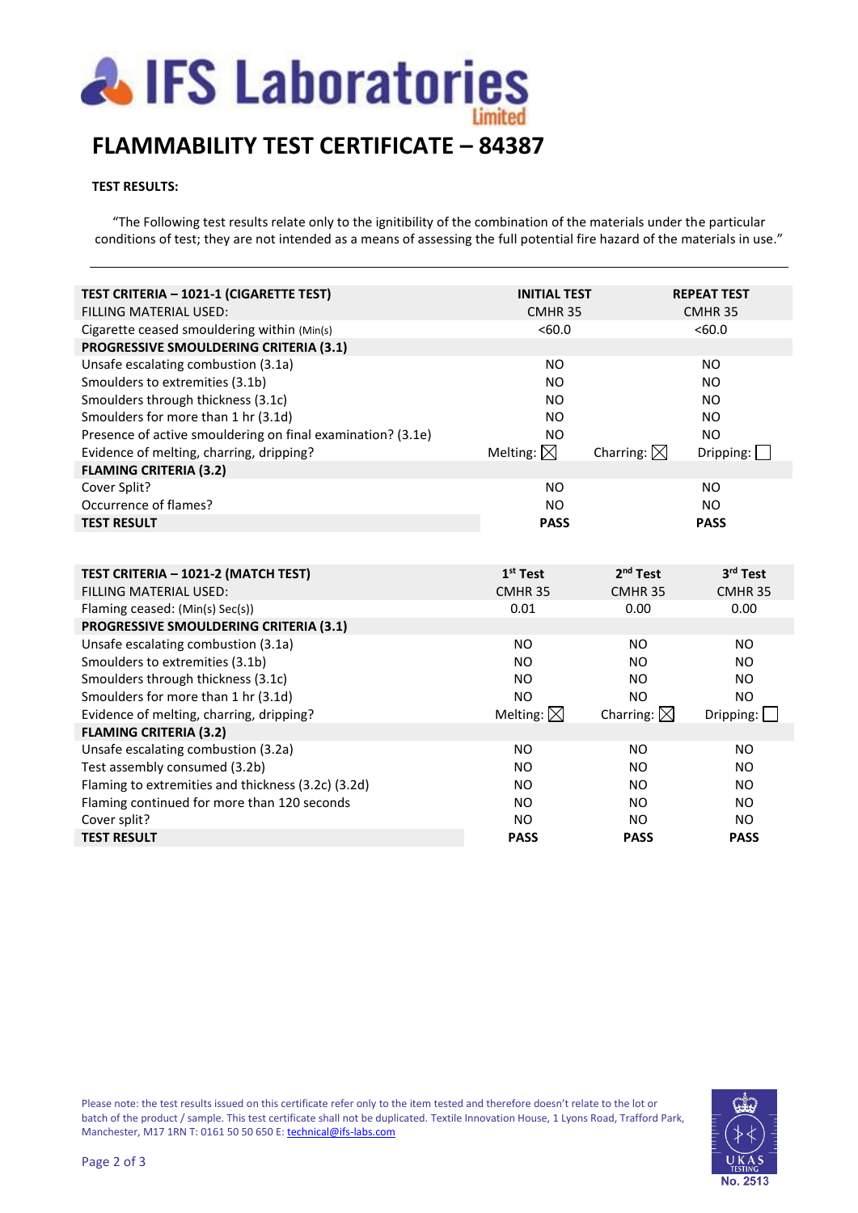# IFS Laboratories Limited

## FLAMMABILITY TEST CERTIFICATE – 84387

**TEST RESULTS:**

"The Following test results relate only to the ignitibility of the combination of the materials under the particular conditions of test; they are not intended as a means of assessing the full potential fire hazard of the materials in use."

---

| **TEST CRITERIA – 1021-1 (CIGARETTE TEST)** | **INITIAL TEST** | | **REPEAT TEST** |
|---|---|---|---|
| FILLING MATERIAL USED: | CMHR 35 | | CMHR 35 |
| Cigarette ceased smouldering within (Min(s) | <60.0 | | <60.0 |
| **PROGRESSIVE SMOULDERING CRITERIA (3.1)** | | | |
| Unsafe escalating combustion (3.1a) | NO | | NO |
| Smoulders to extremities (3.1b) | NO | | NO |
| Smoulders through thickness (3.1c) | NO | | NO |
| Smoulders for more than 1 hr (3.1d) | NO | | NO |
| Presence of active smouldering on final examination? (3.1e) | NO | | NO |
| Evidence of melting, charring, dripping? | Melting: ☒ | Charring: ☒ | Dripping: ☐ |
| **FLAMING CRITERIA (3.2)** | | | |
| Cover Split? | NO | | NO |
| Occurrence of flames? | NO | | NO |
| **TEST RESULT** | **PASS** | | **PASS** |

| **TEST CRITERIA – 1021-2 (MATCH TEST)** | **1st Test** | **2nd Test** | **3rd Test** |
|---|---|---|---|
| FILLING MATERIAL USED: | CMHR 35 | CMHR 35 | CMHR 35 |
| Flaming ceased: (Min(s) Sec(s)) | 0.01 | 0.00 | 0.00 |
| **PROGRESSIVE SMOULDERING CRITERIA (3.1)** | | | |
| Unsafe escalating combustion (3.1a) | NO | NO | NO |
| Smoulders to extremities (3.1b) | NO | NO | NO |
| Smoulders through thickness (3.1c) | NO | NO | NO |
| Smoulders for more than 1 hr (3.1d) | NO | NO | NO |
| Evidence of melting, charring, dripping? | Melting: ☒ | Charring: ☒ | Dripping: ☐ |
| **FLAMING CRITERIA (3.2)** | | | |
| Unsafe escalating combustion (3.2a) | NO | NO | NO |
| Test assembly consumed (3.2b) | NO | NO | NO |
| Flaming to extremities and thickness (3.2c) (3.2d) | NO | NO | NO |
| Flaming continued for more than 120 seconds | NO | NO | NO |
| Cover split? | NO | NO | NO |
| **TEST RESULT** | **PASS** | **PASS** | **PASS** |

Please note: the test results issued on this certificate refer only to the item tested and therefore doesn't relate to the lot or batch of the product / sample. This test certificate shall not be duplicated. Textile Innovation House, 1 Lyons Road, Trafford Park, Manchester, M17 1RN T: 0161 50 50 650 E: technical@ifs-labs.com

UKAS TESTING No. 2513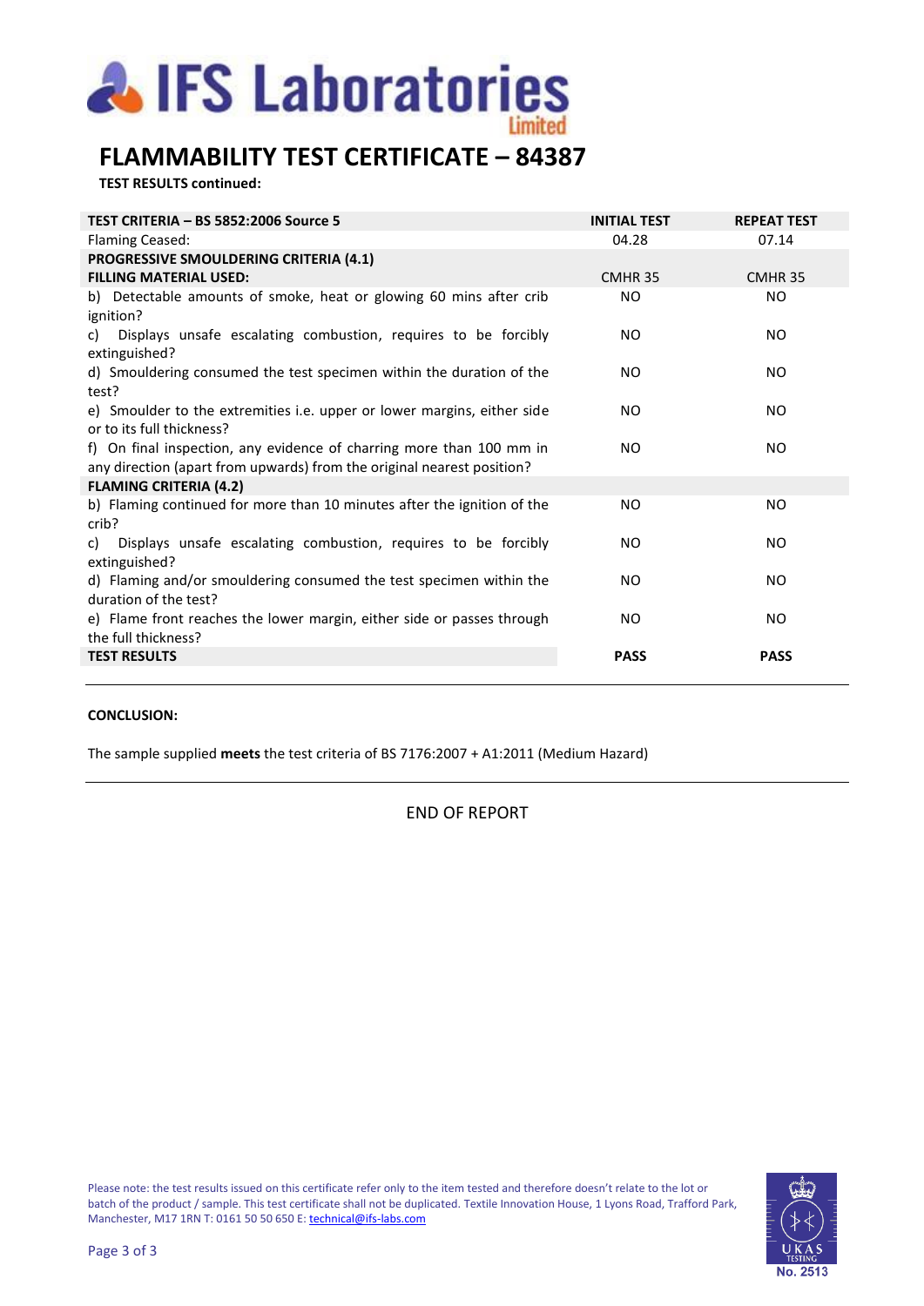# IFS Laboratories Limited

## FLAMMABILITY TEST CERTIFICATE – 84387

**TEST RESULTS continued:**

| TEST CRITERIA – BS 5852:2006 Source 5 | INITIAL TEST | REPEAT TEST |
|---|---|---|
| Flaming Ceased: | 04.28 | 07.14 |
| **PROGRESSIVE SMOULDERING CRITERIA (4.1)** | | |
| **FILLING MATERIAL USED:** | CMHR 35 | CMHR 35 |
| b) Detectable amounts of smoke, heat or glowing 60 mins after crib ignition? | NO | NO |
| c) Displays unsafe escalating combustion, requires to be forcibly extinguished? | NO | NO |
| d) Smouldering consumed the test specimen within the duration of the test? | NO | NO |
| e) Smoulder to the extremities i.e. upper or lower margins, either side or to its full thickness? | NO | NO |
| f) On final inspection, any evidence of charring more than 100 mm in any direction (apart from upwards) from the original nearest position? | NO | NO |
| **FLAMING CRITERIA (4.2)** | | |
| b) Flaming continued for more than 10 minutes after the ignition of the crib? | NO | NO |
| c) Displays unsafe escalating combustion, requires to be forcibly extinguished? | NO | NO |
| d) Flaming and/or smouldering consumed the test specimen within the duration of the test? | NO | NO |
| e) Flame front reaches the lower margin, either side or passes through the full thickness? | NO | NO |
| **TEST RESULTS** | **PASS** | **PASS** |

**CONCLUSION:**

The sample supplied **meets** the test criteria of BS 7176:2007 + A1:2011 (Medium Hazard)

END OF REPORT

Please note: the test results issued on this certificate refer only to the item tested and therefore doesn't relate to the lot or batch of the product / sample. This test certificate shall not be duplicated. Textile Innovation House, 1 Lyons Road, Trafford Park, Manchester, M17 1RN T: 0161 50 50 650 E: technical@ifs-labs.com

UKAS TESTING No. 2513